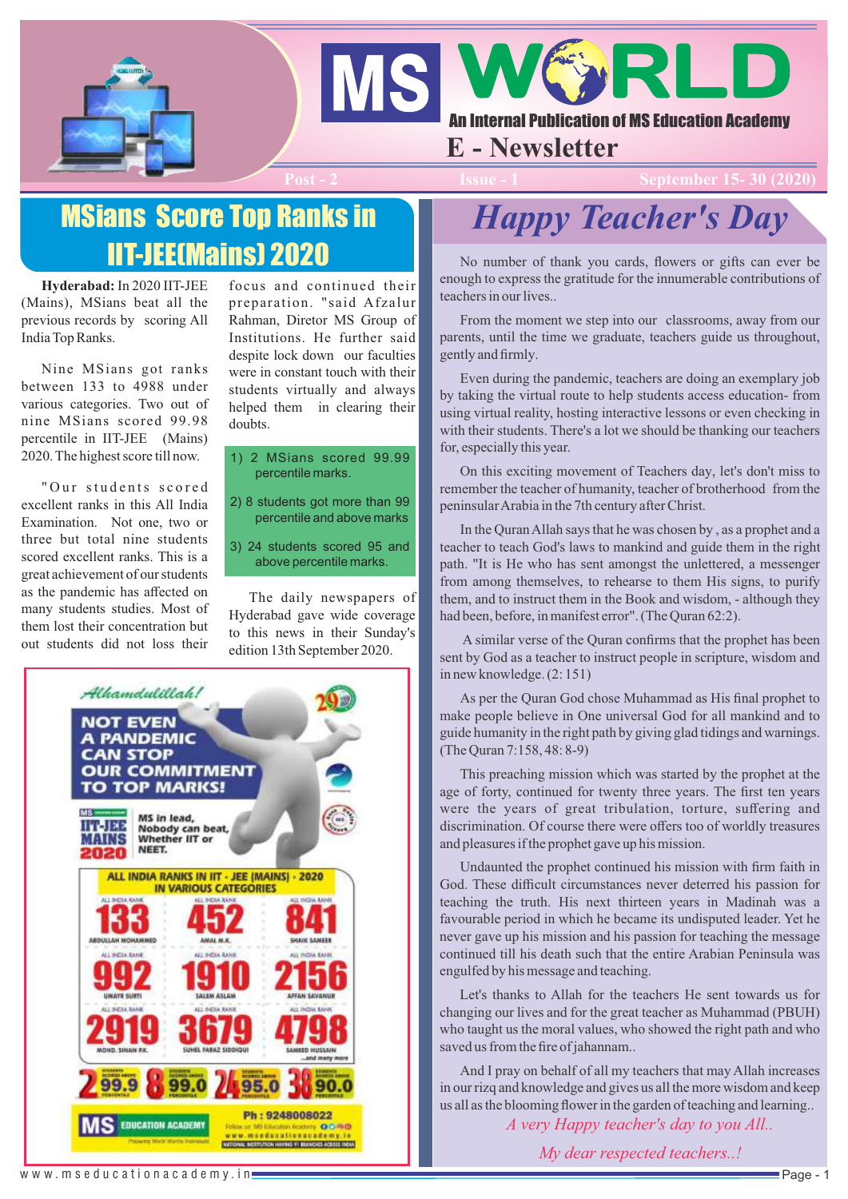# MS WORLD

**An Internal Publication of MS Education Academy**

**E - Newsletter**

Post - 2 | Issue - 1 | September 15- 30 (2020)

## MSians Score Top Ranks in IIT-JEE(Mains) 2020

**Hyderabad:** In 2020 IIT-JEE (Mains), MSians beat all the previous records by scoring All India Top Ranks.

Nine MSians got ranks between 133 to 4988 under various categories. Two out of nine MSians scored 99.98 percentile in IIT-JEE (Mains) 2020. The highest score till now.

"Our students scored excellent ranks in this All India Examination. Not one, two or three but total nine students scored excellent ranks. This is a great achievement of our students as the pandemic has affected on many students studies. Most of them lost their concentration but out students did not loss their focus and continued their preparation. "said Afzalur Rahman, Diretor MS Group of Institutions. He further said despite lock down our faculties were in constant touch with their students virtually and always helped them in clearing their doubts.

1) 2 MSians scored 99.99 percentile marks.
2) 8 students got more than 99 percentile and above marks
3) 24 students scored 95 and above percentile marks.

The daily newspapers of Hyderabad gave wide coverage to this news in their Sunday's edition 13th September 2020.

*Alhamdulillah!*

**NOT EVEN A PANDEMIC CAN STOP OUR COMMITMENT TO TOP MARKS!**

MS EDUCATION ACADEMY — IIT-JEE MAINS 2020

MS in lead, Nobody can beat, Whether IIT or NEET.

**ALL INDIA RANKS IN IIT - JEE (MAINS) - 2020 IN VARIOUS CATEGORIES**

| All India Rank | Name |
|---|---|
| 133 | ABDULLAH MOHAMMED |
| 452 | AMAL M.K. |
| 841 | SHAIK SAMEER |
| 992 | UMAYR SURTI |
| 1910 | SALEM ASLAM |
| 2156 | AFFAN SAYANUR |
| 2919 | MOHD. SINAN P.K. |
| 3679 | SUHEL FARAZ SIDDIQUI |
| 4798 | SAMEED HUSSAIN |

...and many more

2 students scored above 99.9 percentile; 8 students scored above 99.0 percentile; 24 students scored above 95.0 percentile; 38 students scored above 90.0 percentile

MS EDUCATION ACADEMY — Ph : 9248008022 — www.mseducationacademy.in

## Happy Teacher's Day

No number of thank you cards, flowers or gifts can ever be enough to express the gratitude for the innumerable contributions of teachers in our lives..

From the moment we step into our classrooms, away from our parents, until the time we graduate, teachers guide us throughout, gently and firmly.

Even during the pandemic, teachers are doing an exemplary job by taking the virtual route to help students access education- from using virtual reality, hosting interactive lessons or even checking in with their students. There's a lot we should be thanking our teachers for, especially this year.

On this exciting movement of Teachers day, let's don't miss to remember the teacher of humanity, teacher of brotherhood from the peninsular Arabia in the 7th century after Christ.

In the Quran Allah says that he was chosen by , as a prophet and a teacher to teach God's laws to mankind and guide them in the right path. "It is He who has sent amongst the unlettered, a messenger from among themselves, to rehearse to them His signs, to purify them, and to instruct them in the Book and wisdom, - although they had been, before, in manifest error". (The Quran 62:2).

A similar verse of the Quran confirms that the prophet has been sent by God as a teacher to instruct people in scripture, wisdom and in new knowledge. (2: 151)

As per the Quran God chose Muhammad as His final prophet to make people believe in One universal God for all mankind and to guide humanity in the right path by giving glad tidings and warnings. (The Quran 7:158, 48: 8-9)

This preaching mission which was started by the prophet at the age of forty, continued for twenty three years. The first ten years were the years of great tribulation, torture, suffering and discrimination. Of course there were offers too of worldly treasures and pleasures if the prophet gave up his mission.

Undaunted the prophet continued his mission with firm faith in God. These difficult circumstances never deterred his passion for teaching the truth. His next thirteen years in Madinah was a favourable period in which he became its undisputed leader. Yet he never gave up his mission and his passion for teaching the message continued till his death such that the entire Arabian Peninsula was engulfed by his message and teaching.

Let's thanks to Allah for the teachers He sent towards us for changing our lives and for the great teacher as Muhammad (PBUH) who taught us the moral values, who showed the right path and who saved us from the fire of jahannam..

And I pray on behalf of all my teachers that may Allah increases in our rizq and knowledge and gives us all the more wisdom and keep us all as the blooming flower in the garden of teaching and learning..

*A very Happy teacher's day to you All..*

*My dear respected teachers..!*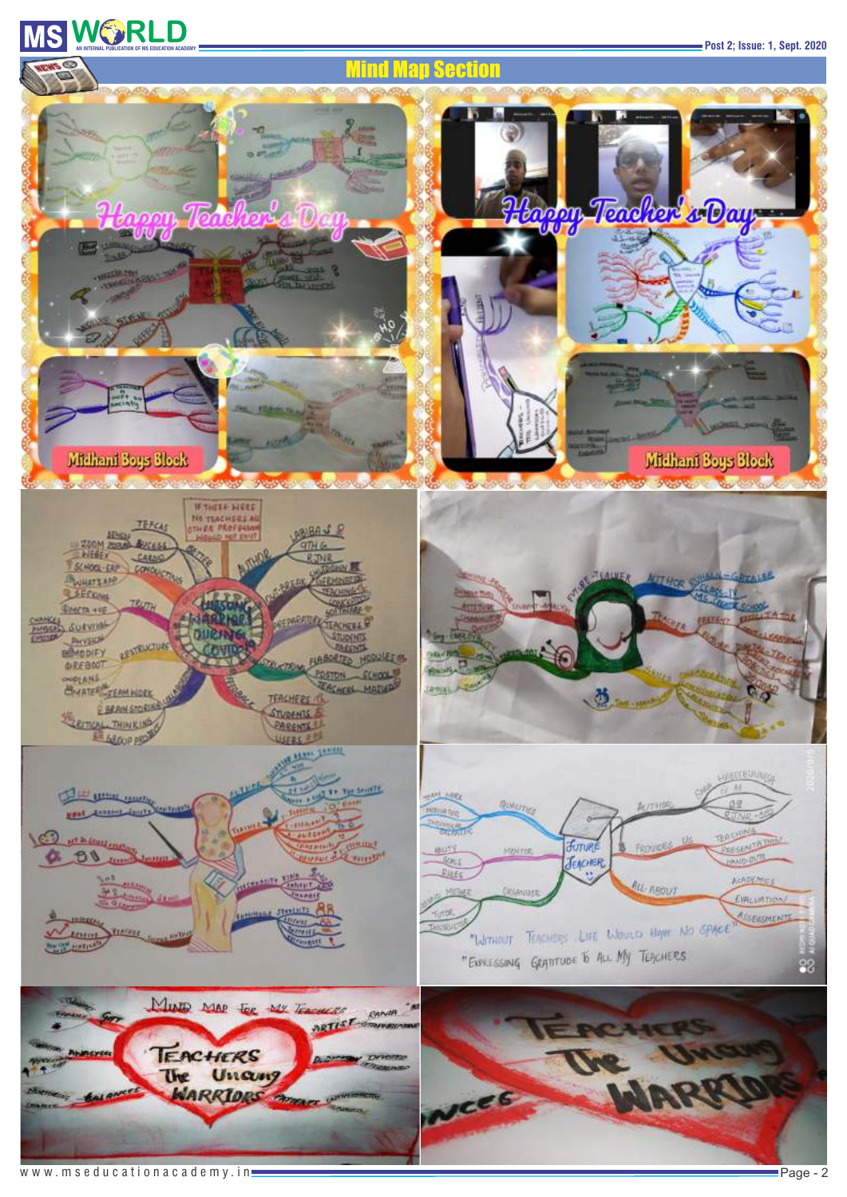## Mind Map Section

Happy Teacher's Day

Midhani Boys Block

Happy Teacher's Day

Midhani Boys Block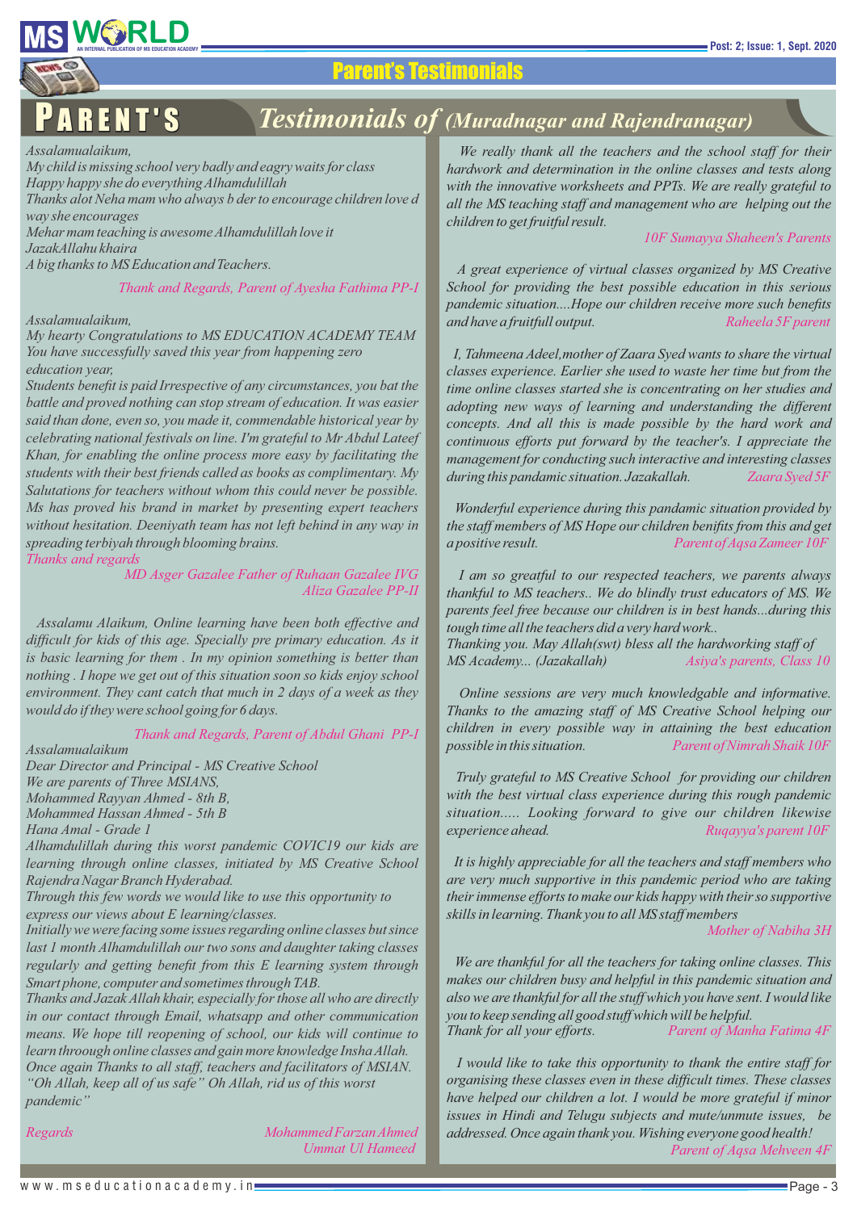## Parent's Testimonials

# PARENT'S *Testimonials of (Muradnagar and Rajendranagar)*

*Assalamualaikum,*
*My child is missing school very badly and eagry waits for class*
*Happy happy she do everything Alhamdulillah*
*Thanks alot Neha mam who always b der to encourage children love d way she encourages*
*Mehar mam teaching is awesome Alhamdulillah love it*
*JazakAllahu khaira*
*A big thanks to MS Education and Teachers.*

*Thank and Regards, Parent of Ayesha Fathima PP-I*

*Assalamualaikum,*
*My hearty Congratulations to MS EDUCATION ACADEMY TEAM*
*You have successfully saved this year from happening zero education year,*
*Students benefit is paid Irrespective of any circumstances, you bat the battle and proved nothing can stop stream of education. It was easier said than done, even so, you made it, commendable historical year by celebrating national festivals on line. I'm grateful to Mr Abdul Lateef Khan, for enabling the online process more easy by facilitating the students with their best friends called as books as complimentary. My Salutations for teachers without whom this could never be possible. Ms has proved his brand in market by presenting expert teachers without hesitation. Deeniyath team has not left behind in any way in spreading terbiyah through blooming brains.*
*Thanks and regards*

*MD Asger Gazalee Father of Ruhaan Gazalee IVG*
*Aliza Gazalee PP-II*

*Assalamu Alaikum, Online learning have been both effective and difficult for kids of this age. Specially pre primary education. As it is basic learning for them . In my opinion something is better than nothing . I hope we get out of this situation soon so kids enjoy school environment. They cant catch that much in 2 days of a week as they would do if they were school going for 6 days.*

*Thank and Regards, Parent of Abdul Ghani PP-I*

*Assalamualaikum*
*Dear Director and Principal - MS Creative School*
*We are parents of Three MSIANS,*
*Mohammed Rayyan Ahmed - 8th B,*
*Mohammed Hassan Ahmed - 5th B*
*Hana Amal - Grade 1*
*Alhamdulillah during this worst pandemic COVIC19 our kids are learning through online classes, initiated by MS Creative School Rajendra Nagar Branch Hyderabad.*
*Through this few words we would like to use this opportunity to express our views about E learning/classes.*
*Initially we were facing some issues regarding online classes but since last 1 month Alhamdulillah our two sons and daughter taking classes regularly and getting benefit from this E learning system through Smart phone, computer and sometimes through TAB.*
*Thanks and Jazak Allah khair, especially for those all who are directly in our contact through Email, whatsapp and other communication means. We hope till reopening of school, our kids will continue to learn throough online classes and gain more knowledge Insha Allah.*
*Once again Thanks to all staff, teachers and facilitators of MSIAN.*
*"Oh Allah, keep all of us safe" Oh Allah, rid us of this worst pandemic"*

*Regards*

*Mohammed Farzan Ahmed*
*Ummat Ul Hameed*

*We really thank all the teachers and the school staff for their hardwork and determination in the online classes and tests along with the innovative worksheets and PPTs. We are really grateful to all the MS teaching staff and management who are helping out the children to get fruitful result.*

*10F Sumayya Shaheen's Parents*

*A great experience of virtual classes organized by MS Creative School for providing the best possible education in this serious pandemic situation....Hope our children receive more such benefits and have a fruitfull output.* *Raheela 5F parent*

*I, Tahmeena Adeel, mother of Zaara Syed wants to share the virtual classes experience. Earlier she used to waste her time but from the time online classes started she is concentrating on her studies and adopting new ways of learning and understanding the different concepts. And all this is made possible by the hard work and continuous efforts put forward by the teacher's. I appreciate the management for conducting such interactive and interesting classes during this pandamic situation. Jazakallah.* *Zaara Syed 5F*

*Wonderful experience during this pandamic situation provided by the staff members of MS Hope our children benifits from this and get a positive result.* *Parent of Aqsa Zameer 10F*

*I am so greatful to our respected teachers, we parents always thankful to MS teachers.. We do blindly trust educators of MS. We parents feel free because our children is in best hands...during this tough time all the teachers did a very hard work..*
*Thanking you. May Allah(swt) bless all the hardworking staff of MS Academy... (Jazakallah)* *Asiya's parents, Class 10*

*Online sessions are very much knowledgable and informative. Thanks to the amazing staff of MS Creative School helping our children in every possible way in attaining the best education possible in this situation.* *Parent of Nimrah Shaik 10F*

*Truly grateful to MS Creative School for providing our children with the best virtual class experience during this rough pandemic situation..... Looking forward to give our children likewise experience ahead.* *Ruqayya's parent 10F*

*It is highly appreciable for all the teachers and staff members who are very much supportive in this pandemic period who are taking their immense efforts to make our kids happy with their so supportive skills in learning. Thank you to all MS staff members*

*Mother of Nabiha 3H*

*We are thankful for all the teachers for taking online classes. This makes our children busy and helpful in this pandemic situation and also we are thankful for all the stuff which you have sent. I would like you to keep sending all good stuff which will be helpful.*
*Thank for all your efforts.* *Parent of Manha Fatima 4F*

*I would like to take this opportunity to thank the entire staff for organising these classes even in these difficult times. These classes have helped our children a lot. I would be more grateful if minor issues in Hindi and Telugu subjects and mute/unmute issues, be addressed. Once again thank you. Wishing everyone good health!*

*Parent of Aqsa Mehveen 4F*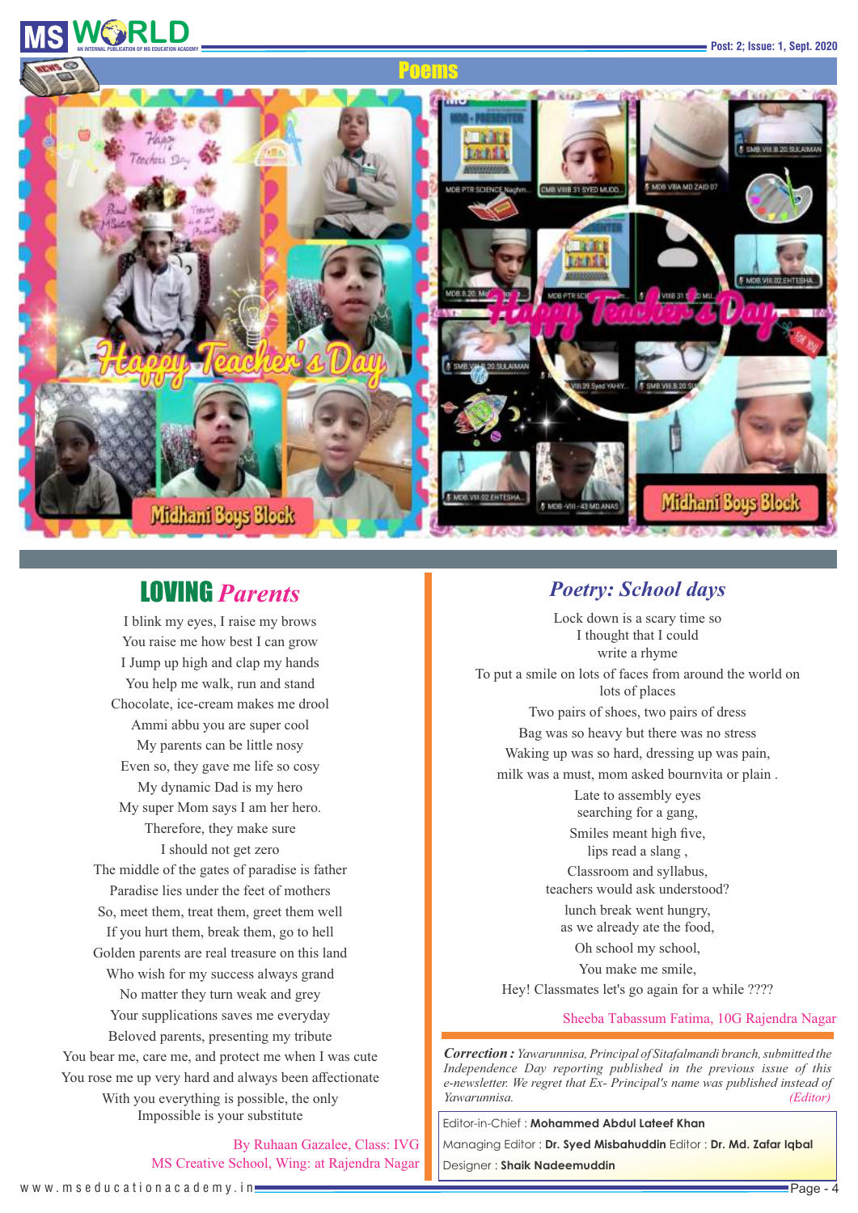## Poems

## LOVING *Parents*

I blink my eyes, I raise my brows
You raise me how best I can grow
I Jump up high and clap my hands
You help me walk, run and stand
Chocolate, ice-cream makes me drool
Ammi abbu you are super cool
My parents can be little nosy
Even so, they gave me life so cosy
My dynamic Dad is my hero
My super Mom says I am her hero.
Therefore, they make sure
I should not get zero
The middle of the gates of paradise is father
Paradise lies under the feet of mothers
So, meet them, treat them, greet them well
If you hurt them, break them, go to hell
Golden parents are real treasure on this land
Who wish for my success always grand
No matter they turn weak and grey
Your supplications saves me everyday
Beloved parents, presenting my tribute
You bear me, care me, and protect me when I was cute
You rose me up very hard and always been affectionate
With you everything is possible, the only
Impossible is your substitute

By Ruhaan Gazalee, Class: IVG
MS Creative School, Wing: at Rajendra Nagar

## *Poetry: School days*

Lock down is a scary time so
I thought that I could
write a rhyme
To put a smile on lots of faces from around the world on lots of places
Two pairs of shoes, two pairs of dress
Bag was so heavy but there was no stress
Waking up was so hard, dressing up was pain,
milk was a must, mom asked bournvita or plain .
Late to assembly eyes
searching for a gang,
Smiles meant high five,
lips read a slang ,
Classroom and syllabus,
teachers would ask understood?
lunch break went hungry,
as we already ate the food,
Oh school my school,
You make me smile,
Hey! Classmates let's go again for a while ????

Sheeba Tabassum Fatima, 10G Rajendra Nagar

***Correction :*** *Yawarunnisa, Principal of Sitafalmandi branch, submitted the Independence Day reporting published in the previous issue of this e-newsletter. We regret that Ex- Principal's name was published instead of Yawarunnisa.* *(Editor)*

Editor-in-Chief : **Mohammed Abdul Lateef Khan**
Managing Editor : **Dr. Syed Misbahuddin** Editor : **Dr. Md. Zafar Iqbal**
Designer : **Shaik Nadeemuddin**